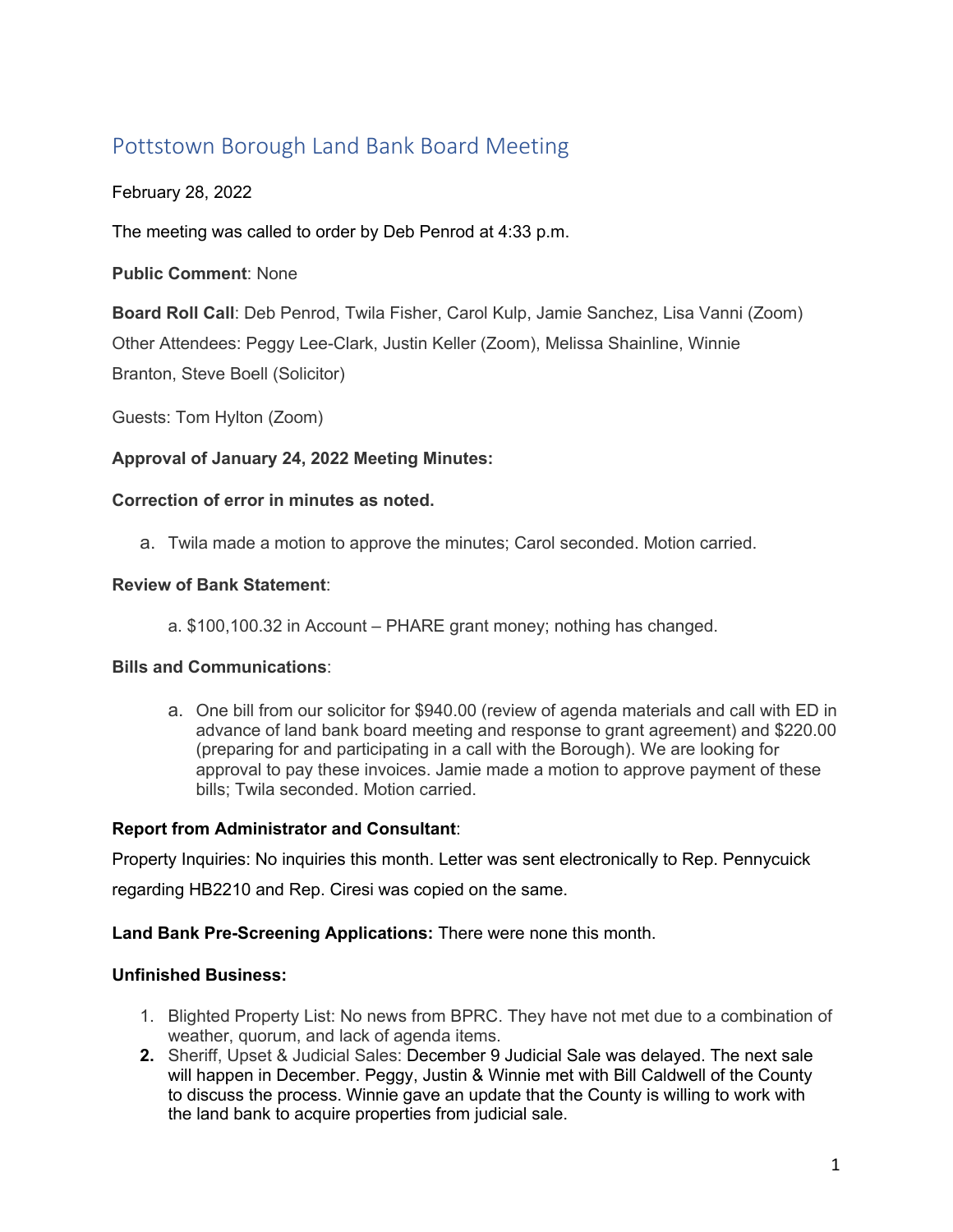# Pottstown Borough Land Bank Board Meeting

February 28, 2022

The meeting was called to order by Deb Penrod at 4:33 p.m.

**Public Comment**: None

**Board Roll Call**: Deb Penrod, Twila Fisher, Carol Kulp, Jamie Sanchez, Lisa Vanni (Zoom)

Other Attendees: Peggy Lee-Clark, Justin Keller (Zoom), Melissa Shainline, Winnie Branton, Steve Boell (Solicitor)

Guests: Tom Hylton (Zoom)

**Approval of January 24, 2022 Meeting Minutes:**

**Correction of error in minutes as noted.**

a. Twila made a motion to approve the minutes; Carol seconded. Motion carried.

**Review of Bank Statement**:

a. $100,100.32 in Account – PHARE grant money; nothing has changed.

**Bills and Communications**:

a. One bill from our solicitor for $940.00 (review of agenda materials and call with ED in advance of land bank board meeting and response to grant agreement) and $220.00 (preparing for and participating in a call with the Borough). We are looking for approval to pay these invoices. Jamie made a motion to approve payment of these bills; Twila seconded. Motion carried.

**Report from Administrator and Consultant**:

Property Inquiries: No inquiries this month. Letter was sent electronically to Rep. Pennycuick regarding HB2210 and Rep. Ciresi was copied on the same.

**Land Bank Pre-Screening Applications:** There were none this month.

**Unfinished Business:**

1. Blighted Property List: No news from BPRC. They have not met due to a combination of weather, quorum, and lack of agenda items.
2. Sheriff, Upset & Judicial Sales: December 9 Judicial Sale was delayed. The next sale will happen in December. Peggy, Justin & Winnie met with Bill Caldwell of the County to discuss the process. Winnie gave an update that the County is willing to work with the land bank to acquire properties from judicial sale.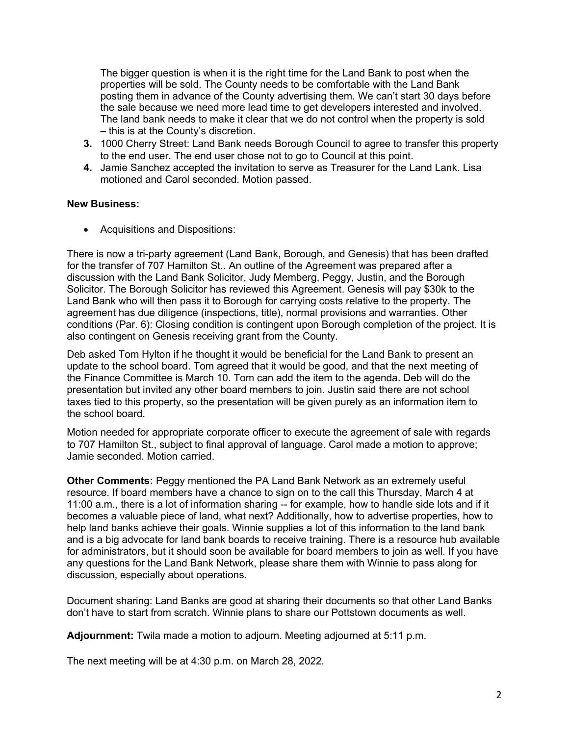The bigger question is when it is the right time for the Land Bank to post when the properties will be sold. The County needs to be comfortable with the Land Bank posting them in advance of the County advertising them. We can't start 30 days before the sale because we need more lead time to get developers interested and involved. The land bank needs to make it clear that we do not control when the property is sold – this is at the County's discretion.

3. 1000 Cherry Street: Land Bank needs Borough Council to agree to transfer this property to the end user. The end user chose not to go to Council at this point.
4. Jamie Sanchez accepted the invitation to serve as Treasurer for the Land Lank. Lisa motioned and Carol seconded. Motion passed.

**New Business:**

- Acquisitions and Dispositions:

There is now a tri-party agreement (Land Bank, Borough, and Genesis) that has been drafted for the transfer of 707 Hamilton St.. An outline of the Agreement was prepared after a discussion with the Land Bank Solicitor, Judy Memberg, Peggy, Justin, and the Borough Solicitor. The Borough Solicitor has reviewed this Agreement. Genesis will pay $30k to the Land Bank who will then pass it to Borough for carrying costs relative to the property. The agreement has due diligence (inspections, title), normal provisions and warranties. Other conditions (Par. 6): Closing condition is contingent upon Borough completion of the project. It is also contingent on Genesis receiving grant from the County.

Deb asked Tom Hylton if he thought it would be beneficial for the Land Bank to present an update to the school board. Tom agreed that it would be good, and that the next meeting of the Finance Committee is March 10. Tom can add the item to the agenda. Deb will do the presentation but invited any other board members to join. Justin said there are not school taxes tied to this property, so the presentation will be given purely as an information item to the school board.

Motion needed for appropriate corporate officer to execute the agreement of sale with regards to 707 Hamilton St., subject to final approval of language. Carol made a motion to approve; Jamie seconded. Motion carried.

**Other Comments:** Peggy mentioned the PA Land Bank Network as an extremely useful resource. If board members have a chance to sign on to the call this Thursday, March 4 at 11:00 a.m., there is a lot of information sharing -- for example, how to handle side lots and if it becomes a valuable piece of land, what next? Additionally, how to advertise properties, how to help land banks achieve their goals. Winnie supplies a lot of this information to the land bank and is a big advocate for land bank boards to receive training. There is a resource hub available for administrators, but it should soon be available for board members to join as well. If you have any questions for the Land Bank Network, please share them with Winnie to pass along for discussion, especially about operations.

Document sharing: Land Banks are good at sharing their documents so that other Land Banks don't have to start from scratch. Winnie plans to share our Pottstown documents as well.

**Adjournment:** Twila made a motion to adjourn. Meeting adjourned at 5:11 p.m.

The next meeting will be at 4:30 p.m. on March 28, 2022.